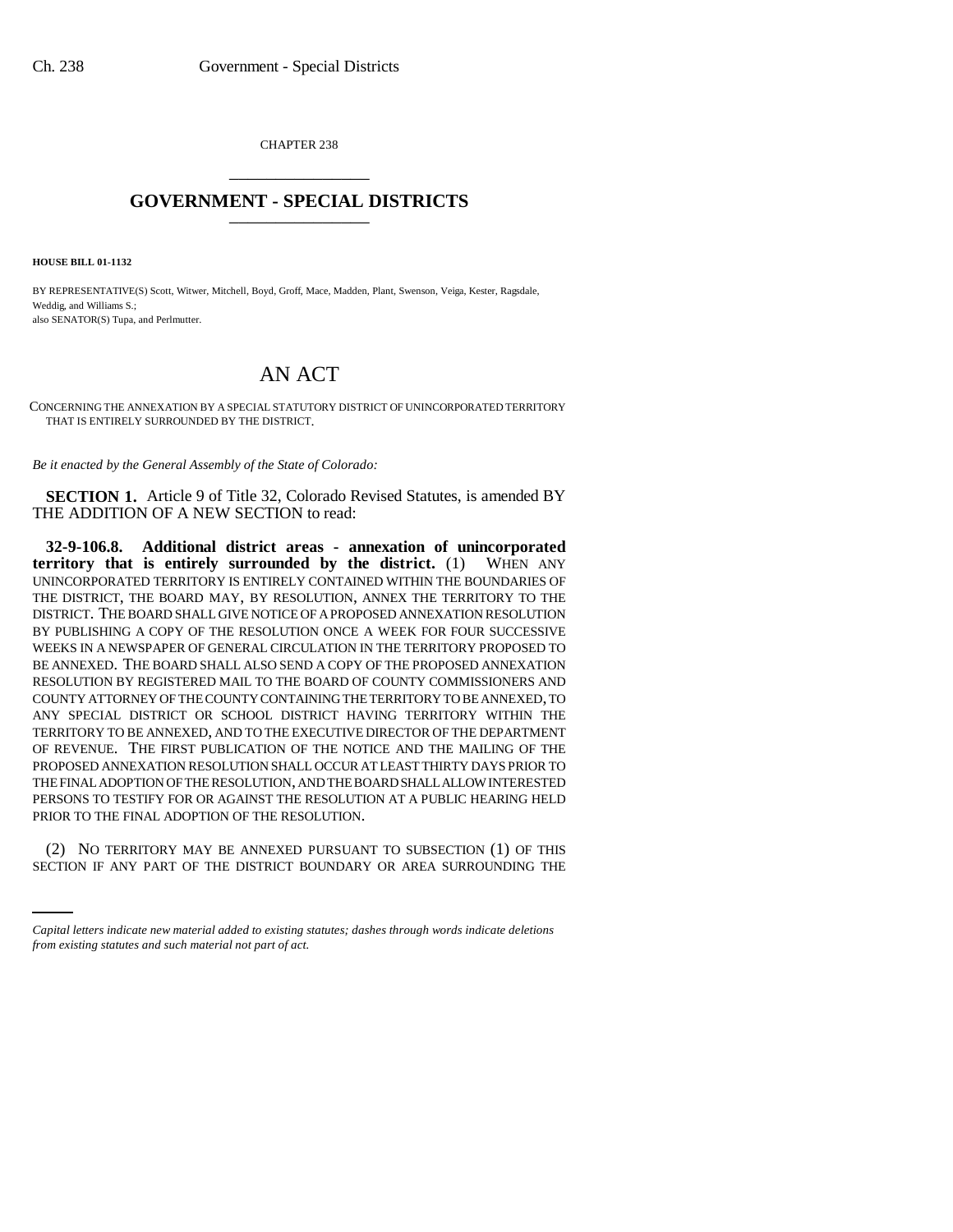CHAPTER 238

# GOVERNMENT - SPECIAL DISTRICTS

**HOUSE BILL 01-1132**

BY REPRESENTATIVE(S) Scott, Witwer, Mitchell, Boyd, Groff, Mace, Madden, Plant, Swenson, Veiga, Kester, Ragsdale, Weddig, and Williams S.;
also SENATOR(S) Tupa, and Perlmutter.

# AN ACT

CONCERNING THE ANNEXATION BY A SPECIAL STATUTORY DISTRICT OF UNINCORPORATED TERRITORY THAT IS ENTIRELY SURROUNDED BY THE DISTRICT.

*Be it enacted by the General Assembly of the State of Colorado:*

**SECTION 1.** Article 9 of Title 32, Colorado Revised Statutes, is amended BY THE ADDITION OF A NEW SECTION to read:

**32-9-106.8. Additional district areas - annexation of unincorporated territory that is entirely surrounded by the district.** (1) WHEN ANY UNINCORPORATED TERRITORY IS ENTIRELY CONTAINED WITHIN THE BOUNDARIES OF THE DISTRICT, THE BOARD MAY, BY RESOLUTION, ANNEX THE TERRITORY TO THE DISTRICT. THE BOARD SHALL GIVE NOTICE OF A PROPOSED ANNEXATION RESOLUTION BY PUBLISHING A COPY OF THE RESOLUTION ONCE A WEEK FOR FOUR SUCCESSIVE WEEKS IN A NEWSPAPER OF GENERAL CIRCULATION IN THE TERRITORY PROPOSED TO BE ANNEXED. THE BOARD SHALL ALSO SEND A COPY OF THE PROPOSED ANNEXATION RESOLUTION BY REGISTERED MAIL TO THE BOARD OF COUNTY COMMISSIONERS AND COUNTY ATTORNEY OF THE COUNTY CONTAINING THE TERRITORY TO BE ANNEXED, TO ANY SPECIAL DISTRICT OR SCHOOL DISTRICT HAVING TERRITORY WITHIN THE TERRITORY TO BE ANNEXED, AND TO THE EXECUTIVE DIRECTOR OF THE DEPARTMENT OF REVENUE. THE FIRST PUBLICATION OF THE NOTICE AND THE MAILING OF THE PROPOSED ANNEXATION RESOLUTION SHALL OCCUR AT LEAST THIRTY DAYS PRIOR TO THE FINAL ADOPTION OF THE RESOLUTION, AND THE BOARD SHALL ALLOW INTERESTED PERSONS TO TESTIFY FOR OR AGAINST THE RESOLUTION AT A PUBLIC HEARING HELD PRIOR TO THE FINAL ADOPTION OF THE RESOLUTION.

(2) NO TERRITORY MAY BE ANNEXED PURSUANT TO SUBSECTION (1) OF THIS SECTION IF ANY PART OF THE DISTRICT BOUNDARY OR AREA SURROUNDING THE

*Capital letters indicate new material added to existing statutes; dashes through words indicate deletions from existing statutes and such material not part of act.*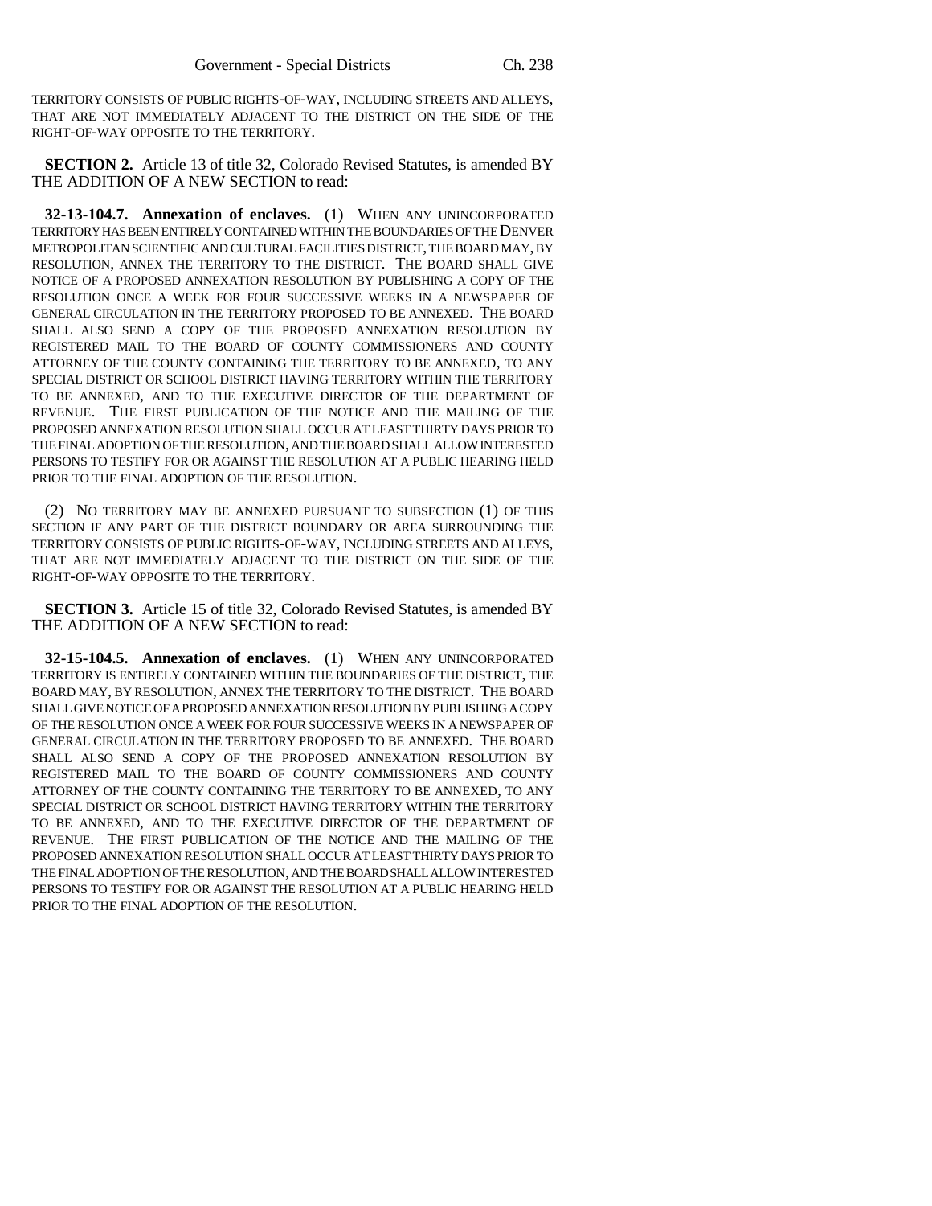TERRITORY CONSISTS OF PUBLIC RIGHTS-OF-WAY, INCLUDING STREETS AND ALLEYS, THAT ARE NOT IMMEDIATELY ADJACENT TO THE DISTRICT ON THE SIDE OF THE RIGHT-OF-WAY OPPOSITE TO THE TERRITORY.

**SECTION 2.** Article 13 of title 32, Colorado Revised Statutes, is amended BY THE ADDITION OF A NEW SECTION to read:

**32-13-104.7. Annexation of enclaves.** (1) WHEN ANY UNINCORPORATED TERRITORY HAS BEEN ENTIRELY CONTAINED WITHIN THE BOUNDARIES OF THE DENVER METROPOLITAN SCIENTIFIC AND CULTURAL FACILITIES DISTRICT, THE BOARD MAY, BY RESOLUTION, ANNEX THE TERRITORY TO THE DISTRICT. THE BOARD SHALL GIVE NOTICE OF A PROPOSED ANNEXATION RESOLUTION BY PUBLISHING A COPY OF THE RESOLUTION ONCE A WEEK FOR FOUR SUCCESSIVE WEEKS IN A NEWSPAPER OF GENERAL CIRCULATION IN THE TERRITORY PROPOSED TO BE ANNEXED. THE BOARD SHALL ALSO SEND A COPY OF THE PROPOSED ANNEXATION RESOLUTION BY REGISTERED MAIL TO THE BOARD OF COUNTY COMMISSIONERS AND COUNTY ATTORNEY OF THE COUNTY CONTAINING THE TERRITORY TO BE ANNEXED, TO ANY SPECIAL DISTRICT OR SCHOOL DISTRICT HAVING TERRITORY WITHIN THE TERRITORY TO BE ANNEXED, AND TO THE EXECUTIVE DIRECTOR OF THE DEPARTMENT OF REVENUE. THE FIRST PUBLICATION OF THE NOTICE AND THE MAILING OF THE PROPOSED ANNEXATION RESOLUTION SHALL OCCUR AT LEAST THIRTY DAYS PRIOR TO THE FINAL ADOPTION OF THE RESOLUTION, AND THE BOARD SHALL ALLOW INTERESTED PERSONS TO TESTIFY FOR OR AGAINST THE RESOLUTION AT A PUBLIC HEARING HELD PRIOR TO THE FINAL ADOPTION OF THE RESOLUTION.

(2) NO TERRITORY MAY BE ANNEXED PURSUANT TO SUBSECTION (1) OF THIS SECTION IF ANY PART OF THE DISTRICT BOUNDARY OR AREA SURROUNDING THE TERRITORY CONSISTS OF PUBLIC RIGHTS-OF-WAY, INCLUDING STREETS AND ALLEYS, THAT ARE NOT IMMEDIATELY ADJACENT TO THE DISTRICT ON THE SIDE OF THE RIGHT-OF-WAY OPPOSITE TO THE TERRITORY.

**SECTION 3.** Article 15 of title 32, Colorado Revised Statutes, is amended BY THE ADDITION OF A NEW SECTION to read:

**32-15-104.5. Annexation of enclaves.** (1) WHEN ANY UNINCORPORATED TERRITORY IS ENTIRELY CONTAINED WITHIN THE BOUNDARIES OF THE DISTRICT, THE BOARD MAY, BY RESOLUTION, ANNEX THE TERRITORY TO THE DISTRICT. THE BOARD SHALL GIVE NOTICE OF A PROPOSED ANNEXATION RESOLUTION BY PUBLISHING A COPY OF THE RESOLUTION ONCE A WEEK FOR FOUR SUCCESSIVE WEEKS IN A NEWSPAPER OF GENERAL CIRCULATION IN THE TERRITORY PROPOSED TO BE ANNEXED. THE BOARD SHALL ALSO SEND A COPY OF THE PROPOSED ANNEXATION RESOLUTION BY REGISTERED MAIL TO THE BOARD OF COUNTY COMMISSIONERS AND COUNTY ATTORNEY OF THE COUNTY CONTAINING THE TERRITORY TO BE ANNEXED, TO ANY SPECIAL DISTRICT OR SCHOOL DISTRICT HAVING TERRITORY WITHIN THE TERRITORY TO BE ANNEXED, AND TO THE EXECUTIVE DIRECTOR OF THE DEPARTMENT OF REVENUE. THE FIRST PUBLICATION OF THE NOTICE AND THE MAILING OF THE PROPOSED ANNEXATION RESOLUTION SHALL OCCUR AT LEAST THIRTY DAYS PRIOR TO THE FINAL ADOPTION OF THE RESOLUTION, AND THE BOARD SHALL ALLOW INTERESTED PERSONS TO TESTIFY FOR OR AGAINST THE RESOLUTION AT A PUBLIC HEARING HELD PRIOR TO THE FINAL ADOPTION OF THE RESOLUTION.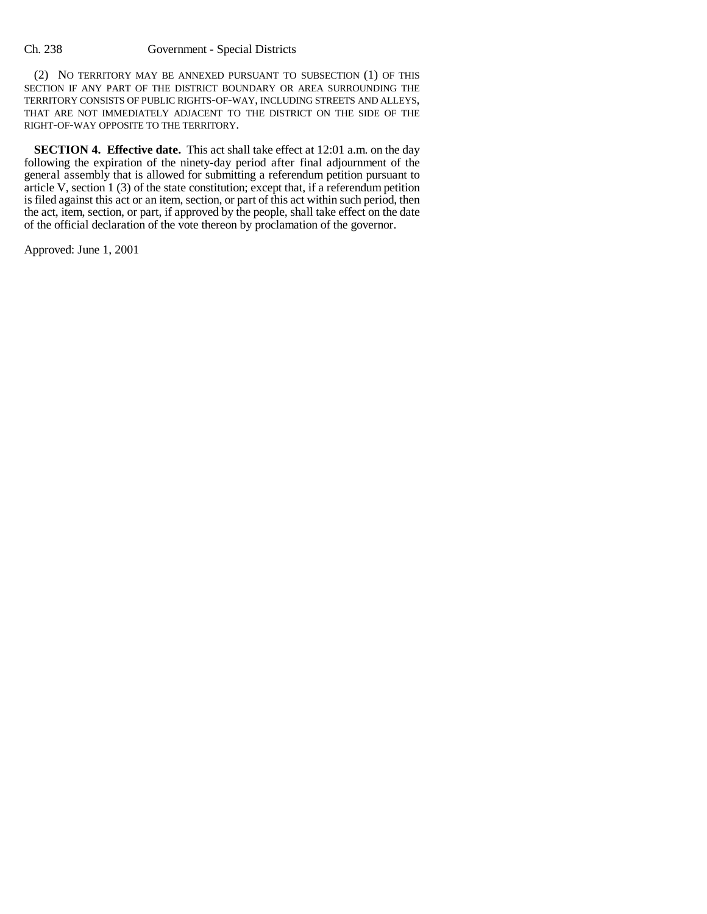(2) NO TERRITORY MAY BE ANNEXED PURSUANT TO SUBSECTION (1) OF THIS SECTION IF ANY PART OF THE DISTRICT BOUNDARY OR AREA SURROUNDING THE TERRITORY CONSISTS OF PUBLIC RIGHTS-OF-WAY, INCLUDING STREETS AND ALLEYS, THAT ARE NOT IMMEDIATELY ADJACENT TO THE DISTRICT ON THE SIDE OF THE RIGHT-OF-WAY OPPOSITE TO THE TERRITORY.

**SECTION 4. Effective date.** This act shall take effect at 12:01 a.m. on the day following the expiration of the ninety-day period after final adjournment of the general assembly that is allowed for submitting a referendum petition pursuant to article V, section 1 (3) of the state constitution; except that, if a referendum petition is filed against this act or an item, section, or part of this act within such period, then the act, item, section, or part, if approved by the people, shall take effect on the date of the official declaration of the vote thereon by proclamation of the governor.

Approved: June 1, 2001